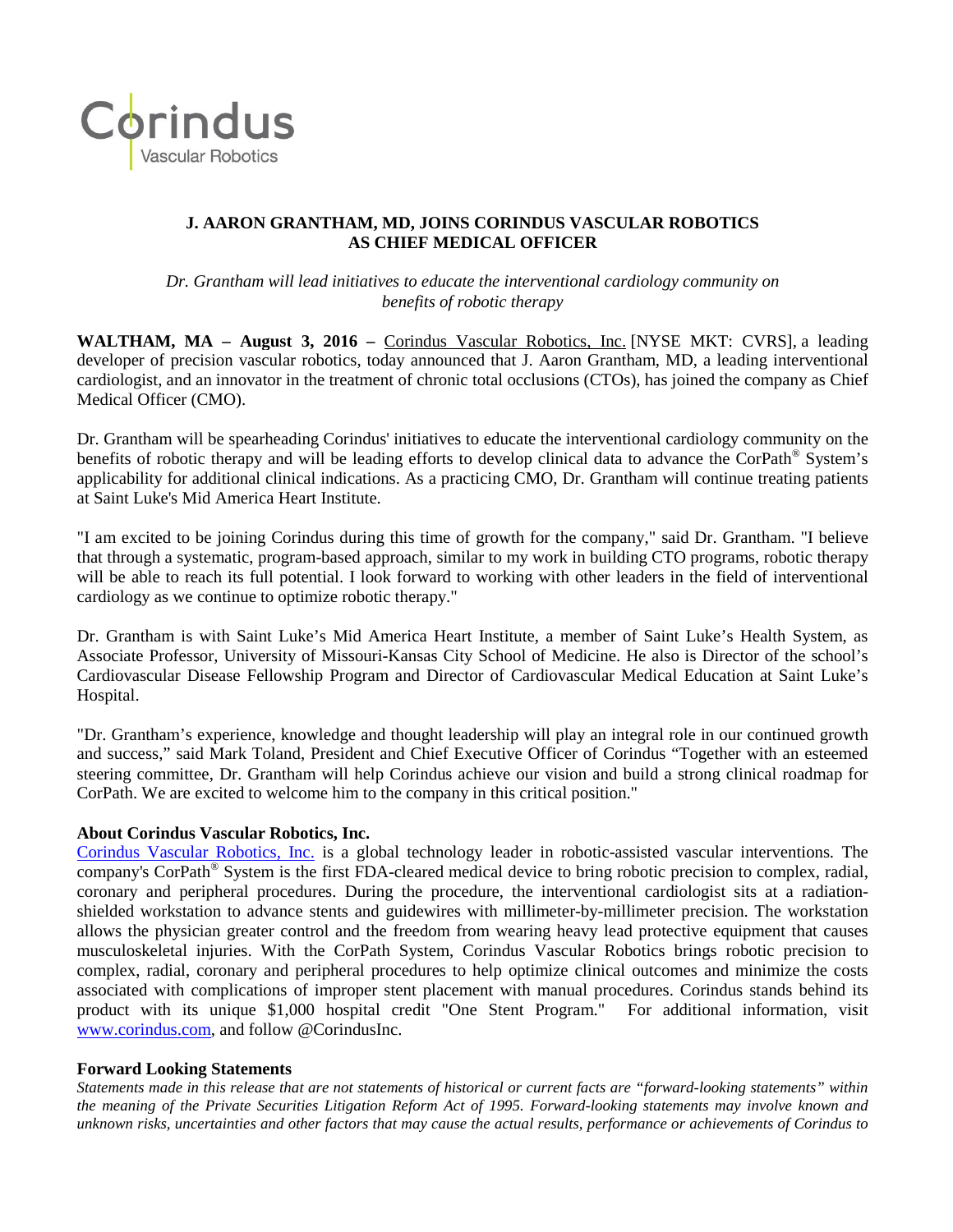Corindus Vascular Robotics

# J. AARON GRANTHAM, MD, JOINS CORINDUS VASCULAR ROBOTICS AS CHIEF MEDICAL OFFICER

*Dr. Grantham will lead initiatives to educate the interventional cardiology community on benefits of robotic therapy*

**WALTHAM, MA – August 3, 2016 –** Corindus Vascular Robotics, Inc. [NYSE MKT: CVRS], a leading developer of precision vascular robotics, today announced that J. Aaron Grantham, MD, a leading interventional cardiologist, and an innovator in the treatment of chronic total occlusions (CTOs), has joined the company as Chief Medical Officer (CMO).

Dr. Grantham will be spearheading Corindus' initiatives to educate the interventional cardiology community on the benefits of robotic therapy and will be leading efforts to develop clinical data to advance the CorPath® System's applicability for additional clinical indications. As a practicing CMO, Dr. Grantham will continue treating patients at Saint Luke's Mid America Heart Institute.

"I am excited to be joining Corindus during this time of growth for the company," said Dr. Grantham. "I believe that through a systematic, program-based approach, similar to my work in building CTO programs, robotic therapy will be able to reach its full potential. I look forward to working with other leaders in the field of interventional cardiology as we continue to optimize robotic therapy."

Dr. Grantham is with Saint Luke's Mid America Heart Institute, a member of Saint Luke's Health System, as Associate Professor, University of Missouri-Kansas City School of Medicine. He also is Director of the school's Cardiovascular Disease Fellowship Program and Director of Cardiovascular Medical Education at Saint Luke's Hospital.

"Dr. Grantham's experience, knowledge and thought leadership will play an integral role in our continued growth and success," said Mark Toland, President and Chief Executive Officer of Corindus "Together with an esteemed steering committee, Dr. Grantham will help Corindus achieve our vision and build a strong clinical roadmap for CorPath. We are excited to welcome him to the company in this critical position."

## About Corindus Vascular Robotics, Inc.

Corindus Vascular Robotics, Inc. is a global technology leader in robotic-assisted vascular interventions. The company's CorPath® System is the first FDA-cleared medical device to bring robotic precision to complex, radial, coronary and peripheral procedures. During the procedure, the interventional cardiologist sits at a radiation-shielded workstation to advance stents and guidewires with millimeter-by-millimeter precision. The workstation allows the physician greater control and the freedom from wearing heavy lead protective equipment that causes musculoskeletal injuries. With the CorPath System, Corindus Vascular Robotics brings robotic precision to complex, radial, coronary and peripheral procedures to help optimize clinical outcomes and minimize the costs associated with complications of improper stent placement with manual procedures. Corindus stands behind its product with its unique $1,000 hospital credit "One Stent Program." For additional information, visit www.corindus.com, and follow @CorindusInc.

## Forward Looking Statements

*Statements made in this release that are not statements of historical or current facts are "forward-looking statements" within the meaning of the Private Securities Litigation Reform Act of 1995. Forward-looking statements may involve known and unknown risks, uncertainties and other factors that may cause the actual results, performance or achievements of Corindus to*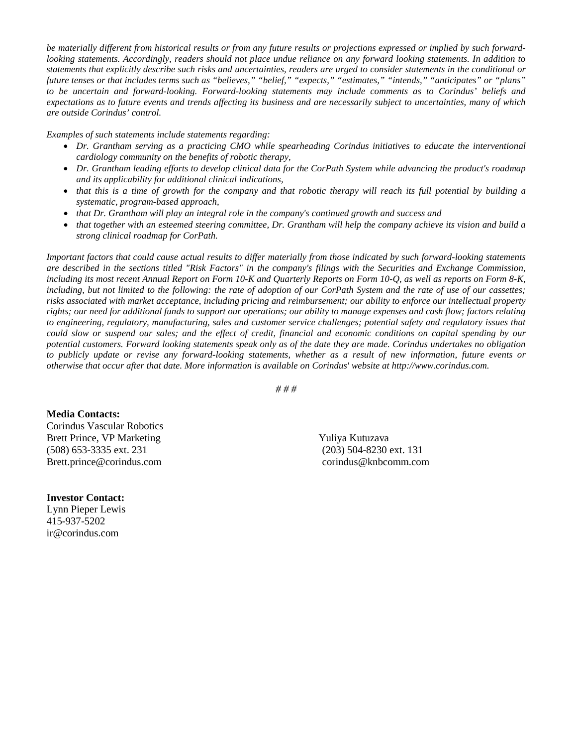*be materially different from historical results or from any future results or projections expressed or implied by such forward-looking statements. Accordingly, readers should not place undue reliance on any forward looking statements. In addition to statements that explicitly describe such risks and uncertainties, readers are urged to consider statements in the conditional or future tenses or that includes terms such as "believes," "belief," "expects," "estimates," "intends," "anticipates" or "plans" to be uncertain and forward-looking. Forward-looking statements may include comments as to Corindus' beliefs and expectations as to future events and trends affecting its business and are necessarily subject to uncertainties, many of which are outside Corindus' control.*

*Examples of such statements include statements regarding:*

- *Dr. Grantham serving as a practicing CMO while spearheading Corindus initiatives to educate the interventional cardiology community on the benefits of robotic therapy,*
- *Dr. Grantham leading efforts to develop clinical data for the CorPath System while advancing the product's roadmap and its applicability for additional clinical indications,*
- *that this is a time of growth for the company and that robotic therapy will reach its full potential by building a systematic, program-based approach,*
- *that Dr. Grantham will play an integral role in the company's continued growth and success and*
- *that together with an esteemed steering committee, Dr. Grantham will help the company achieve its vision and build a strong clinical roadmap for CorPath.*

*Important factors that could cause actual results to differ materially from those indicated by such forward-looking statements are described in the sections titled "Risk Factors" in the company's filings with the Securities and Exchange Commission, including its most recent Annual Report on Form 10-K and Quarterly Reports on Form 10-Q, as well as reports on Form 8-K, including, but not limited to the following: the rate of adoption of our CorPath System and the rate of use of our cassettes; risks associated with market acceptance, including pricing and reimbursement; our ability to enforce our intellectual property rights; our need for additional funds to support our operations; our ability to manage expenses and cash flow; factors relating to engineering, regulatory, manufacturing, sales and customer service challenges; potential safety and regulatory issues that could slow or suspend our sales; and the effect of credit, financial and economic conditions on capital spending by our potential customers. Forward looking statements speak only as of the date they are made. Corindus undertakes no obligation to publicly update or revise any forward-looking statements, whether as a result of new information, future events or otherwise that occur after that date. More information is available on Corindus' website at http://www.corindus.com.*

# # #

**Media Contacts:**

Corindus Vascular Robotics
Brett Prince, VP Marketing
(508) 653-3335 ext. 231
Brett.prince@corindus.com

Yuliya Kutuzava
(203) 504-8230 ext. 131
corindus@knbcomm.com

**Investor Contact:**

Lynn Pieper Lewis
415-937-5202
ir@corindus.com